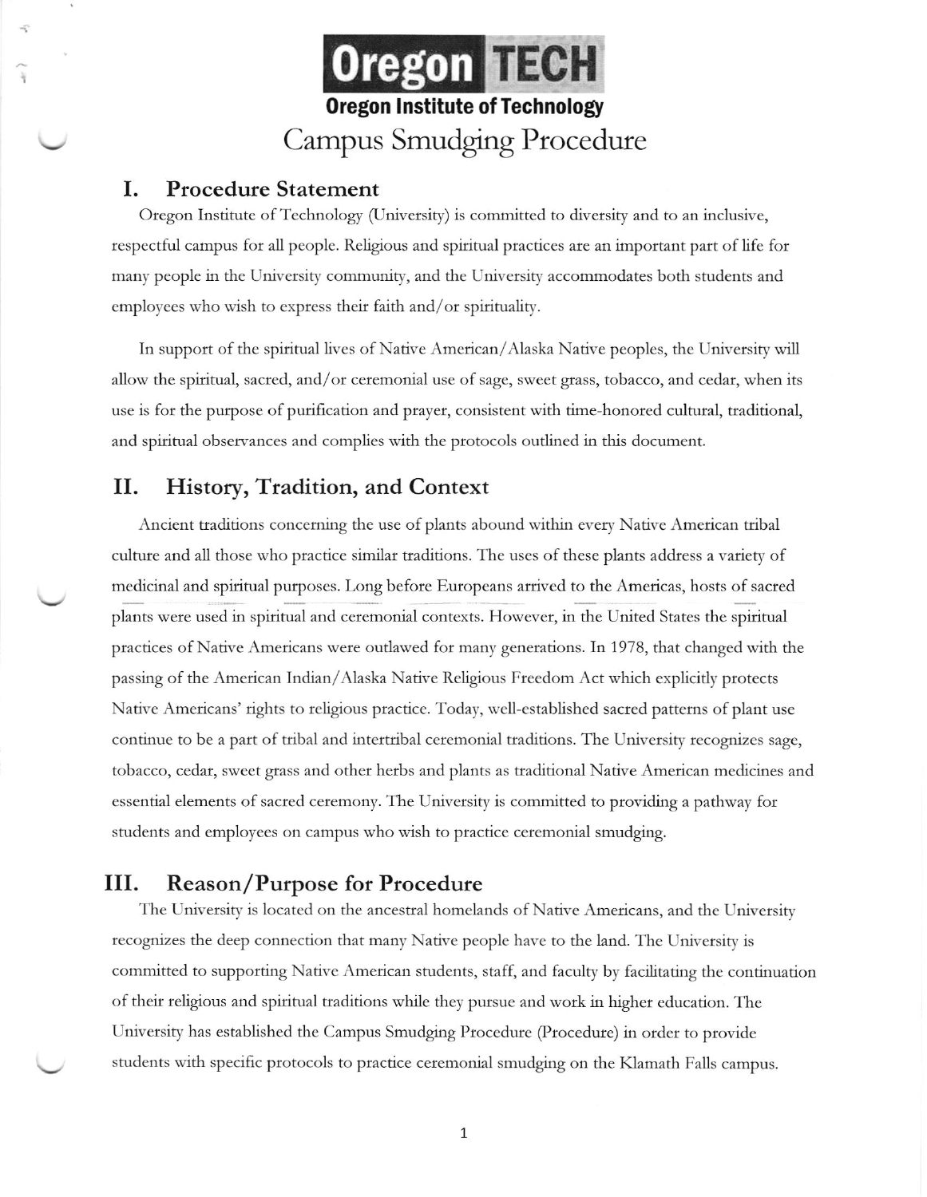# Oregon TECH

**Oregon Institute of Technology**

# Campus Smudging Procedure

## I. Procedure Statement

Oregon Institute of Technology (University) is committed to diversity and to an inclusive, respectful campus for all people. Religious and spiritual practices are an important part of life for many people in the University community, and the University accommodates both students and employees who wish to express their faith and/or spirituality.

In support of the spiritual lives of Native American/Alaska Native peoples, the University will allow the spiritual, sacred, and/or ceremonial use of sage, sweet grass, tobacco, and cedar, when its use is for the purpose of purification and prayer, consistent with time-honored cultural, traditional, and spiritual observances and complies with the protocols outlined in this document.

## II. History, Tradition, and Context

Ancient traditions concerning the use of plants abound within every Native American tribal culture and all those who practice similar traditions. The uses of these plants address a variety of medicinal and spiritual purposes. Long before Europeans arrived to the Americas, hosts of sacred plants were used in spiritual and ceremonial contexts. However, in the United States the spiritual practices of Native Americans were outlawed for many generations. In 1978, that changed with the passing of the American Indian/Alaska Native Religious Freedom Act which explicitly protects Native Americans' rights to religious practice. Today, well-established sacred patterns of plant use continue to be a part of tribal and intertribal ceremonial traditions. The University recognizes sage, tobacco, cedar, sweet grass and other herbs and plants as traditional Native American medicines and essential elements of sacred ceremony. The University is committed to providing a pathway for students and employees on campus who wish to practice ceremonial smudging.

## III. Reason/Purpose for Procedure

The University is located on the ancestral homelands of Native Americans, and the University recognizes the deep connection that many Native people have to the land. The University is committed to supporting Native American students, staff, and faculty by facilitating the continuation of their religious and spiritual traditions while they pursue and work in higher education. The University has established the Campus Smudging Procedure (Procedure) in order to provide students with specific protocols to practice ceremonial smudging on the Klamath Falls campus.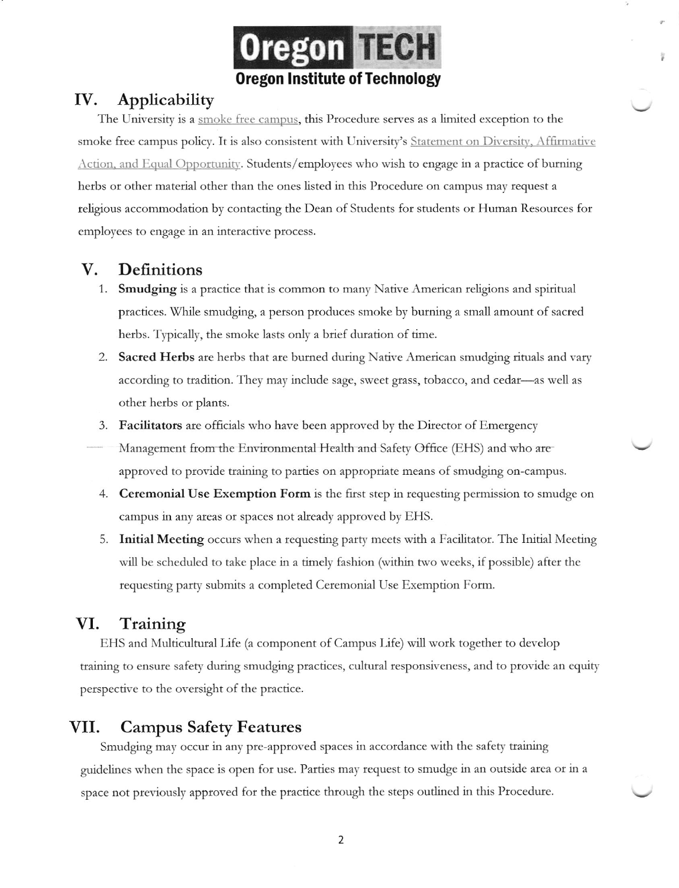## IV. Applicability

The University is a smoke free campus, this Procedure serves as a limited exception to the smoke free campus policy. It is also consistent with University's Statement on Diversity, Affirmative Action, and Equal Opportunity. Students/employees who wish to engage in a practice of burning herbs or other material other than the ones listed in this Procedure on campus may request a religious accommodation by contacting the Dean of Students for students or Human Resources for employees to engage in an interactive process.

## V. Definitions

1. **Smudging** is a practice that is common to many Native American religions and spiritual practices. While smudging, a person produces smoke by burning a small amount of sacred herbs. Typically, the smoke lasts only a brief duration of time.
2. **Sacred Herbs** are herbs that are burned during Native American smudging rituals and vary according to tradition. They may include sage, sweet grass, tobacco, and cedar—as well as other herbs or plants.
3. **Facilitators** are officials who have been approved by the Director of Emergency Management from the Environmental Health and Safety Office (EHS) and who are approved to provide training to parties on appropriate means of smudging on-campus.
4. **Ceremonial Use Exemption Form** is the first step in requesting permission to smudge on campus in any areas or spaces not already approved by EHS.
5. **Initial Meeting** occurs when a requesting party meets with a Facilitator. The Initial Meeting will be scheduled to take place in a timely fashion (within two weeks, if possible) after the requesting party submits a completed Ceremonial Use Exemption Form.

## VI. Training

EHS and Multicultural Life (a component of Campus Life) will work together to develop training to ensure safety during smudging practices, cultural responsiveness, and to provide an equity perspective to the oversight of the practice.

## VII. Campus Safety Features

Smudging may occur in any pre-approved spaces in accordance with the safety training guidelines when the space is open for use. Parties may request to smudge in an outside area or in a space not previously approved for the practice through the steps outlined in this Procedure.